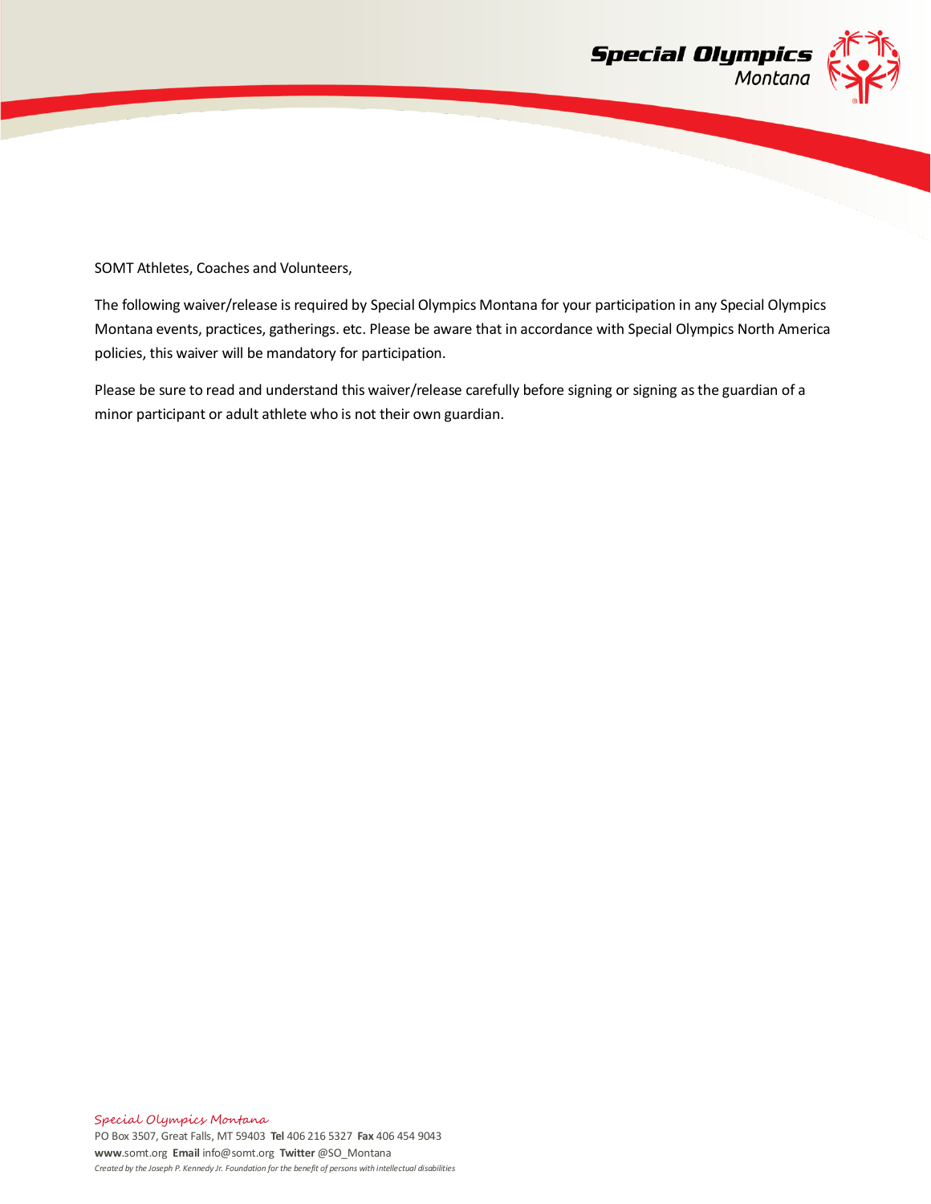SOMT Athletes, Coaches and Volunteers,

The following waiver/release is required by Special Olympics Montana for your participation in any Special Olympics Montana events, practices, gatherings. etc. Please be aware that in accordance with Special Olympics North America policies, this waiver will be mandatory for participation.

Please be sure to read and understand this waiver/release carefully before signing or signing as the guardian of a minor participant or adult athlete who is not their own guardian.

Special Olympics Montana

PO Box 3507, Great Falls, MT 59403 **Tel** 406 216 5327 **Fax** 406 454 9043
**www**.somt.org **Email** info@somt.org **Twitter** @SO_Montana
*Created by the Joseph P. Kennedy Jr. Foundation for the benefit of persons with intellectual disabilities*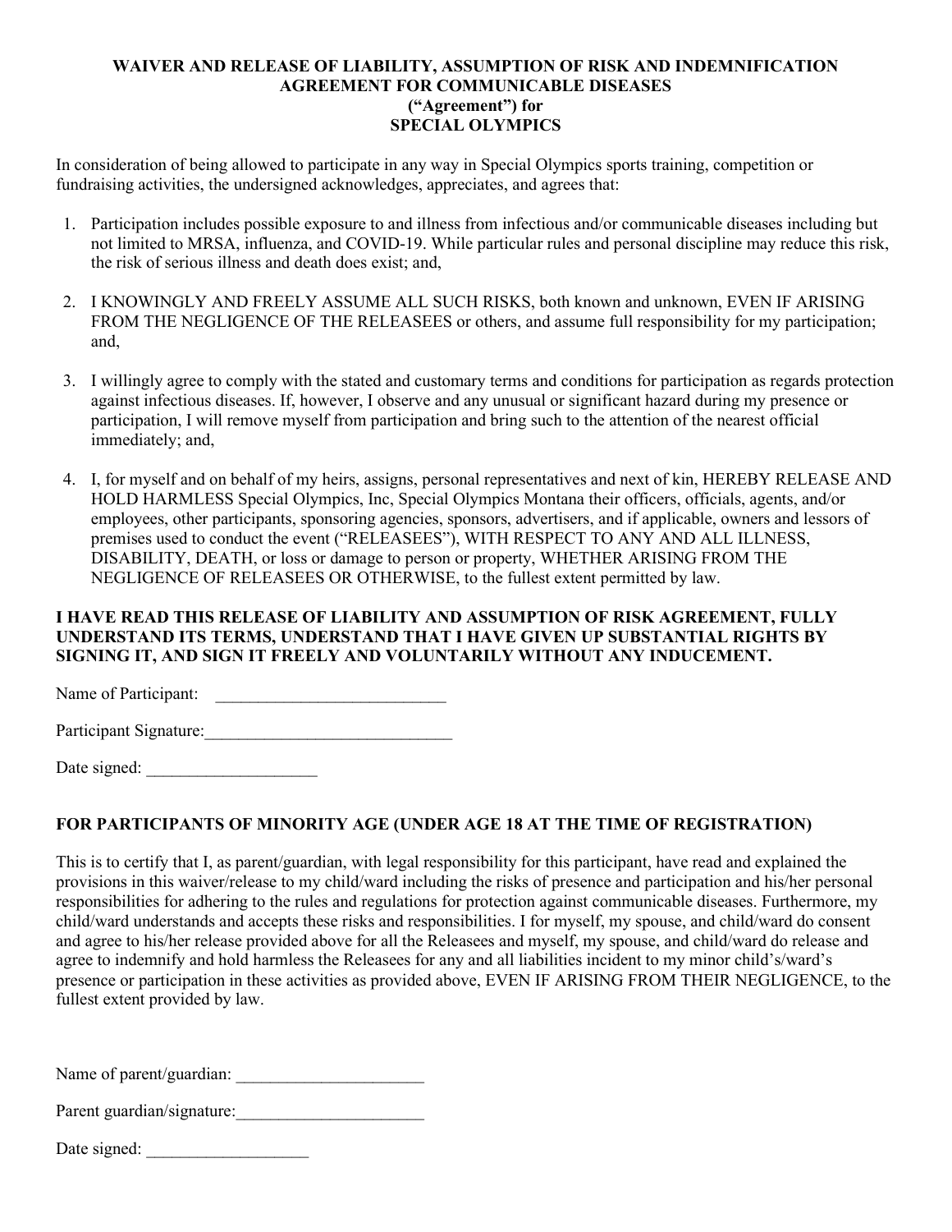**WAIVER AND RELEASE OF LIABILITY, ASSUMPTION OF RISK AND INDEMNIFICATION AGREEMENT FOR COMMUNICABLE DISEASES**
**("Agreement") for**
**SPECIAL OLYMPICS**

In consideration of being allowed to participate in any way in Special Olympics sports training, competition or fundraising activities, the undersigned acknowledges, appreciates, and agrees that:

1. Participation includes possible exposure to and illness from infectious and/or communicable diseases including but not limited to MRSA, influenza, and COVID-19. While particular rules and personal discipline may reduce this risk, the risk of serious illness and death does exist; and,

2. I KNOWINGLY AND FREELY ASSUME ALL SUCH RISKS, both known and unknown, EVEN IF ARISING FROM THE NEGLIGENCE OF THE RELEASEES or others, and assume full responsibility for my participation; and,

3. I willingly agree to comply with the stated and customary terms and conditions for participation as regards protection against infectious diseases. If, however, I observe and any unusual or significant hazard during my presence or participation, I will remove myself from participation and bring such to the attention of the nearest official immediately; and,

4. I, for myself and on behalf of my heirs, assigns, personal representatives and next of kin, HEREBY RELEASE AND HOLD HARMLESS Special Olympics, Inc, Special Olympics Montana their officers, officials, agents, and/or employees, other participants, sponsoring agencies, sponsors, advertisers, and if applicable, owners and lessors of premises used to conduct the event ("RELEASEES"), WITH RESPECT TO ANY AND ALL ILLNESS, DISABILITY, DEATH, or loss or damage to person or property, WHETHER ARISING FROM THE NEGLIGENCE OF RELEASEES OR OTHERWISE, to the fullest extent permitted by law.

**I HAVE READ THIS RELEASE OF LIABILITY AND ASSUMPTION OF RISK AGREEMENT, FULLY UNDERSTAND ITS TERMS, UNDERSTAND THAT I HAVE GIVEN UP SUBSTANTIAL RIGHTS BY SIGNING IT, AND SIGN IT FREELY AND VOLUNTARILY WITHOUT ANY INDUCEMENT.**

Name of Participant: ___________________________

Participant Signature:_____________________________

Date signed: ____________________

**FOR PARTICIPANTS OF MINORITY AGE (UNDER AGE 18 AT THE TIME OF REGISTRATION)**

This is to certify that I, as parent/guardian, with legal responsibility for this participant, have read and explained the provisions in this waiver/release to my child/ward including the risks of presence and participation and his/her personal responsibilities for adhering to the rules and regulations for protection against communicable diseases. Furthermore, my child/ward understands and accepts these risks and responsibilities. I for myself, my spouse, and child/ward do consent and agree to his/her release provided above for all the Releasees and myself, my spouse, and child/ward do release and agree to indemnify and hold harmless the Releasees for any and all liabilities incident to my minor child's/ward's presence or participation in these activities as provided above, EVEN IF ARISING FROM THEIR NEGLIGENCE, to the fullest extent provided by law.

Name of parent/guardian: ______________________

Parent guardian/signature:______________________

Date signed: ___________________